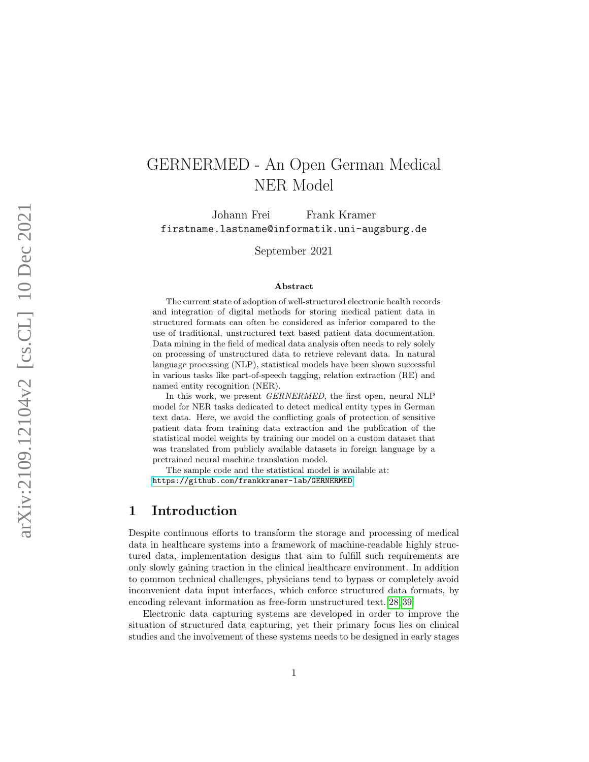# GERNERMED - An Open German Medical NER Model

Johann Frei Frank Kramer
firstname.lastname@informatik.uni-augsburg.de

September 2021

### Abstract

The current state of adoption of well-structured electronic health records and integration of digital methods for storing medical patient data in structured formats can often be considered as inferior compared to the use of traditional, unstructured text based patient data documentation. Data mining in the field of medical data analysis often needs to rely solely on processing of unstructured data to retrieve relevant data. In natural language processing (NLP), statistical models have been shown successful in various tasks like part-of-speech tagging, relation extraction (RE) and named entity recognition (NER).

In this work, we present *GERNERMED*, the first open, neural NLP model for NER tasks dedicated to detect medical entity types in German text data. Here, we avoid the conflicting goals of protection of sensitive patient data from training data extraction and the publication of the statistical model weights by training our model on a custom dataset that was translated from publicly available datasets in foreign language by a pretrained neural machine translation model.

The sample code and the statistical model is available at:
https://github.com/frankkramer-lab/GERNERMED

## 1 Introduction

Despite continuous efforts to transform the storage and processing of medical data in healthcare systems into a framework of machine-readable highly structured data, implementation designs that aim to fulfill such requirements are only slowly gaining traction in the clinical healthcare environment. In addition to common technical challenges, physicians tend to bypass or completely avoid inconvenient data input interfaces, which enforce structured data formats, by encoding relevant information as free-form unstructured text.[28, 39]

Electronic data capturing systems are developed in order to improve the situation of structured data capturing, yet their primary focus lies on clinical studies and the involvement of these systems needs to be designed in early stages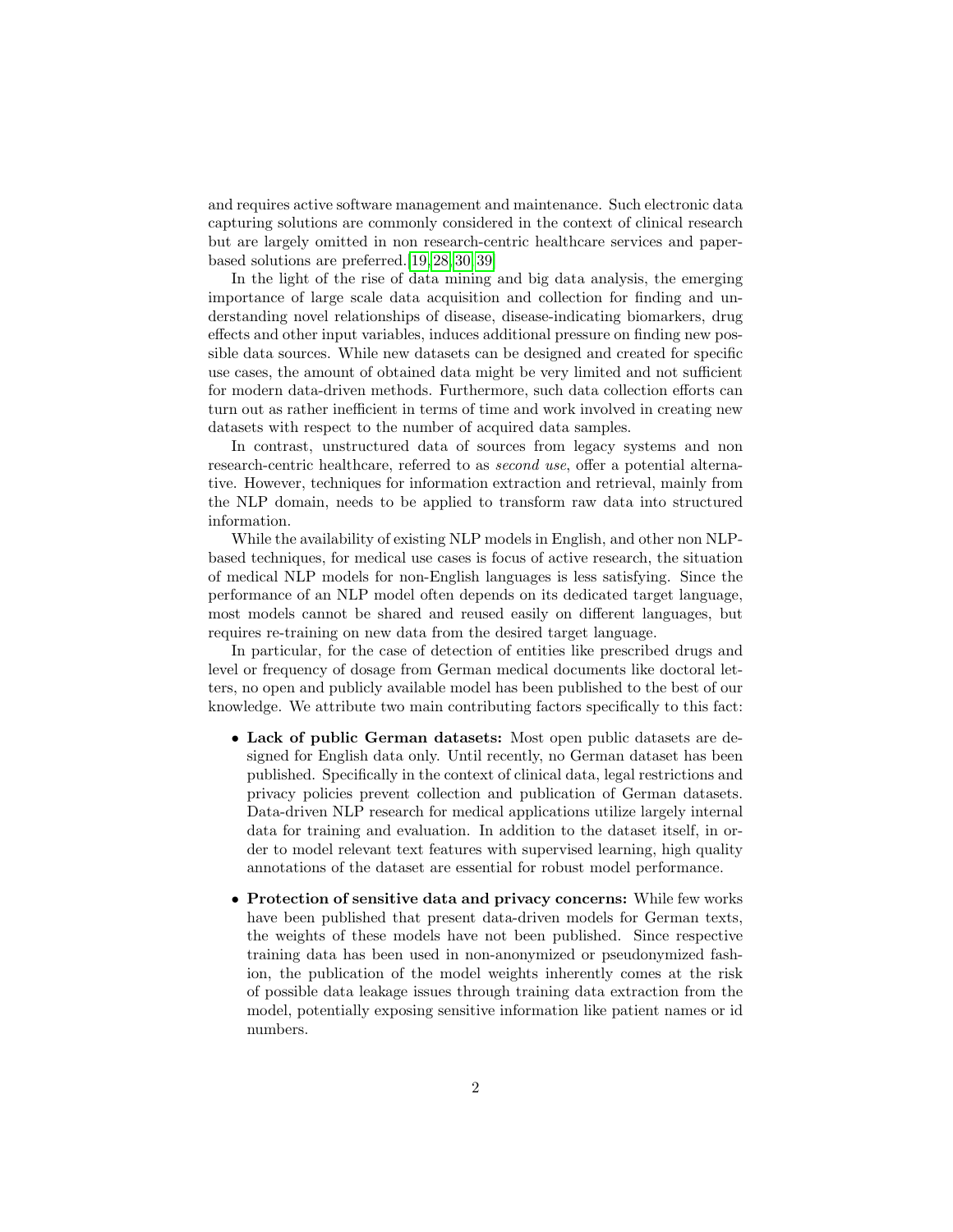and requires active software management and maintenance. Such electronic data capturing solutions are commonly considered in the context of clinical research but are largely omitted in non research-centric healthcare services and paper-based solutions are preferred.[19, 28, 30, 39]

In the light of the rise of data mining and big data analysis, the emerging importance of large scale data acquisition and collection for finding and understanding novel relationships of disease, disease-indicating biomarkers, drug effects and other input variables, induces additional pressure on finding new possible data sources. While new datasets can be designed and created for specific use cases, the amount of obtained data might be very limited and not sufficient for modern data-driven methods. Furthermore, such data collection efforts can turn out as rather inefficient in terms of time and work involved in creating new datasets with respect to the number of acquired data samples.

In contrast, unstructured data of sources from legacy systems and non research-centric healthcare, referred to as *second use*, offer a potential alternative. However, techniques for information extraction and retrieval, mainly from the NLP domain, needs to be applied to transform raw data into structured information.

While the availability of existing NLP models in English, and other non NLP-based techniques, for medical use cases is focus of active research, the situation of medical NLP models for non-English languages is less satisfying. Since the performance of an NLP model often depends on its dedicated target language, most models cannot be shared and reused easily on different languages, but requires re-training on new data from the desired target language.

In particular, for the case of detection of entities like prescribed drugs and level or frequency of dosage from German medical documents like doctoral letters, no open and publicly available model has been published to the best of our knowledge. We attribute two main contributing factors specifically to this fact:

- **Lack of public German datasets:** Most open public datasets are designed for English data only. Until recently, no German dataset has been published. Specifically in the context of clinical data, legal restrictions and privacy policies prevent collection and publication of German datasets. Data-driven NLP research for medical applications utilize largely internal data for training and evaluation. In addition to the dataset itself, in order to model relevant text features with supervised learning, high quality annotations of the dataset are essential for robust model performance.

- **Protection of sensitive data and privacy concerns:** While few works have been published that present data-driven models for German texts, the weights of these models have not been published. Since respective training data has been used in non-anonymized or pseudonymized fashion, the publication of the model weights inherently comes at the risk of possible data leakage issues through training data extraction from the model, potentially exposing sensitive information like patient names or id numbers.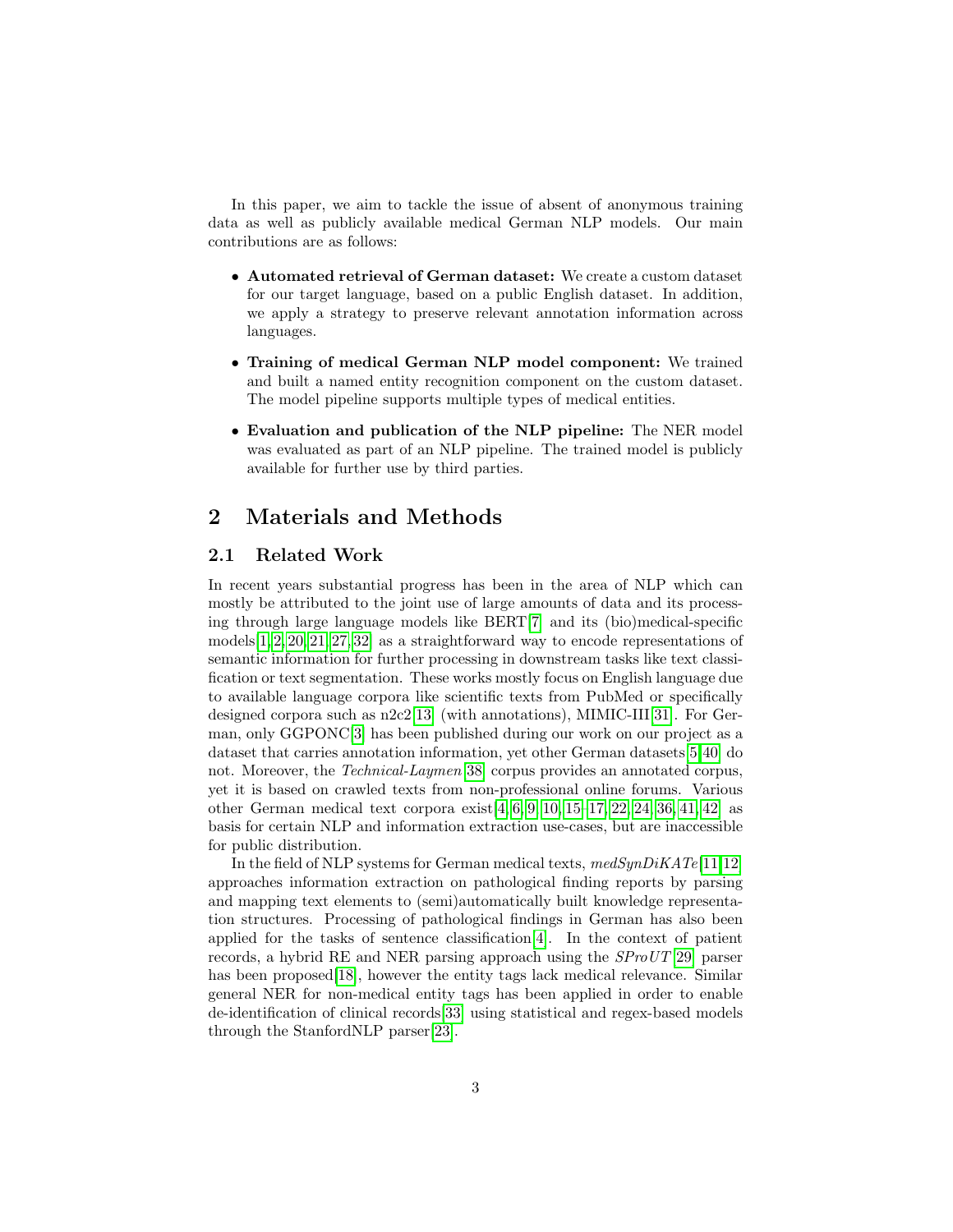In this paper, we aim to tackle the issue of absent of anonymous training data as well as publicly available medical German NLP models. Our main contributions are as follows:

- **Automated retrieval of German dataset:** We create a custom dataset for our target language, based on a public English dataset. In addition, we apply a strategy to preserve relevant annotation information across languages.
- **Training of medical German NLP model component:** We trained and built a named entity recognition component on the custom dataset. The model pipeline supports multiple types of medical entities.
- **Evaluation and publication of the NLP pipeline:** The NER model was evaluated as part of an NLP pipeline. The trained model is publicly available for further use by third parties.

## 2 Materials and Methods

### 2.1 Related Work

In recent years substantial progress has been in the area of NLP which can mostly be attributed to the joint use of large amounts of data and its processing through large language models like BERT[7] and its (bio)medical-specific models[1,2,20,21,27,32] as a straightforward way to encode representations of semantic information for further processing in downstream tasks like text classification or text segmentation. These works mostly focus on English language due to available language corpora like scientific texts from PubMed or specifically designed corpora such as n2c2[13] (with annotations), MIMIC-III[31]. For German, only GGPONC[3] has been published during our work on our project as a dataset that carries annotation information, yet other German datasets[5,40] do not. Moreover, the *Technical-Laymen*[38] corpus provides an annotated corpus, yet it is based on crawled texts from non-professional online forums. Various other German medical text corpora exist[4,6,9,10,15–17,22,24,36,41,42] as basis for certain NLP and information extraction use-cases, but are inaccessible for public distribution.

In the field of NLP systems for German medical texts, *medSynDiKATe*[11,12] approaches information extraction on pathological finding reports by parsing and mapping text elements to (semi)automatically built knowledge representation structures. Processing of pathological findings in German has also been applied for the tasks of sentence classification[4]. In the context of patient records, a hybrid RE and NER parsing approach using the *SProUT*[29] parser has been proposed[18], however the entity tags lack medical relevance. Similar general NER for non-medical entity tags has been applied in order to enable de-identification of clinical records[33] using statistical and regex-based models through the StanfordNLP parser[23].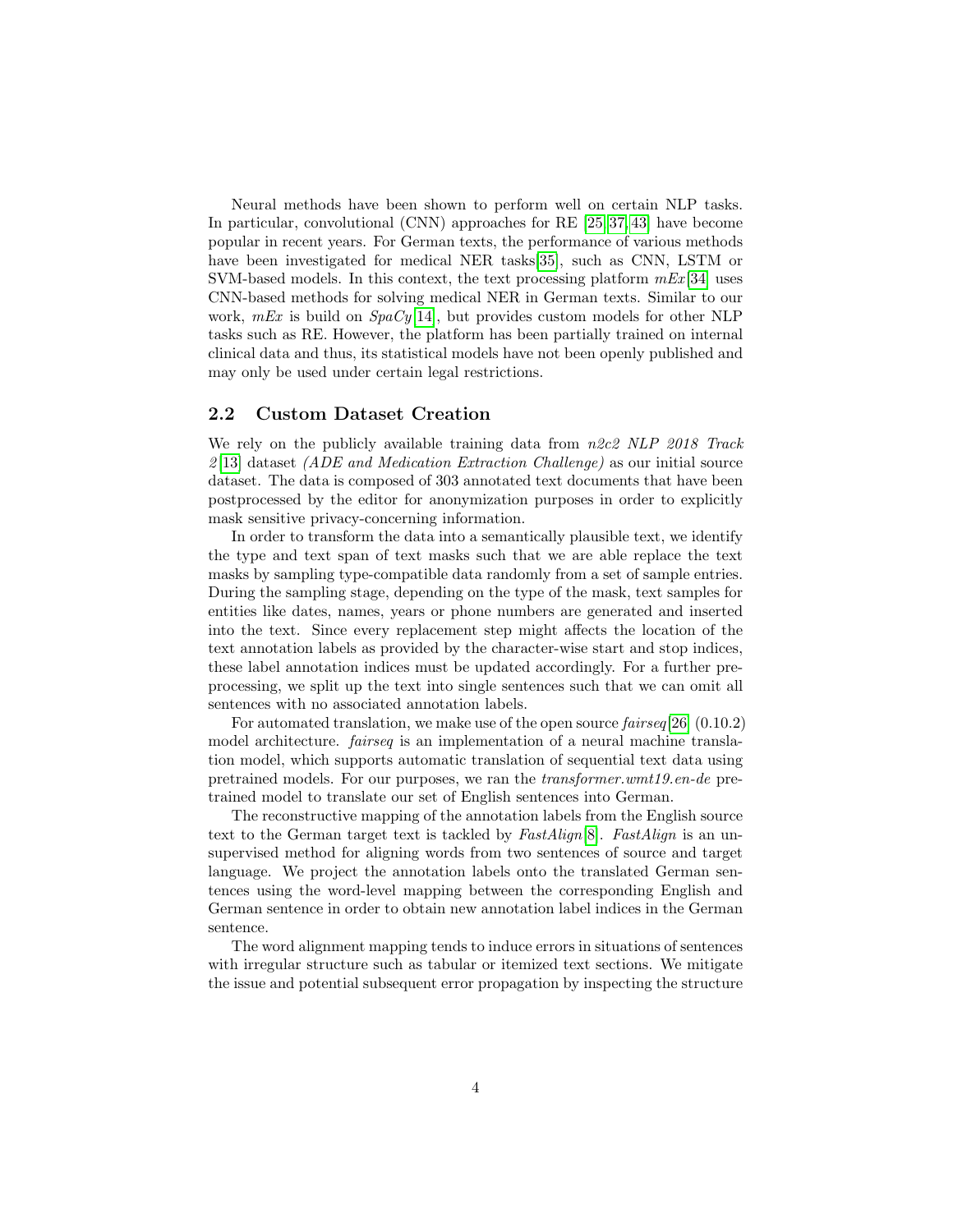Neural methods have been shown to perform well on certain NLP tasks. In particular, convolutional (CNN) approaches for RE [25,37,43] have become popular in recent years. For German texts, the performance of various methods have been investigated for medical NER tasks[35], such as CNN, LSTM or SVM-based models. In this context, the text processing platform *mEx*[34] uses CNN-based methods for solving medical NER in German texts. Similar to our work, *mEx* is build on *SpaCy*[14], but provides custom models for other NLP tasks such as RE. However, the platform has been partially trained on internal clinical data and thus, its statistical models have not been openly published and may only be used under certain legal restrictions.

## 2.2 Custom Dataset Creation

We rely on the publicly available training data from *n2c2 NLP 2018 Track 2*[13] dataset *(ADE and Medication Extraction Challenge)* as our initial source dataset. The data is composed of 303 annotated text documents that have been postprocessed by the editor for anonymization purposes in order to explicitly mask sensitive privacy-concerning information.

In order to transform the data into a semantically plausible text, we identify the type and text span of text masks such that we are able replace the text masks by sampling type-compatible data randomly from a set of sample entries. During the sampling stage, depending on the type of the mask, text samples for entities like dates, names, years or phone numbers are generated and inserted into the text. Since every replacement step might affects the location of the text annotation labels as provided by the character-wise start and stop indices, these label annotation indices must be updated accordingly. For a further preprocessing, we split up the text into single sentences such that we can omit all sentences with no associated annotation labels.

For automated translation, we make use of the open source *fairseq*[26] (0.10.2) model architecture. *fairseq* is an implementation of a neural machine translation model, which supports automatic translation of sequential text data using pretrained models. For our purposes, we ran the *transformer.wmt19.en-de* pretrained model to translate our set of English sentences into German.

The reconstructive mapping of the annotation labels from the English source text to the German target text is tackled by *FastAlign*[8]. *FastAlign* is an unsupervised method for aligning words from two sentences of source and target language. We project the annotation labels onto the translated German sentences using the word-level mapping between the corresponding English and German sentence in order to obtain new annotation label indices in the German sentence.

The word alignment mapping tends to induce errors in situations of sentences with irregular structure such as tabular or itemized text sections. We mitigate the issue and potential subsequent error propagation by inspecting the structure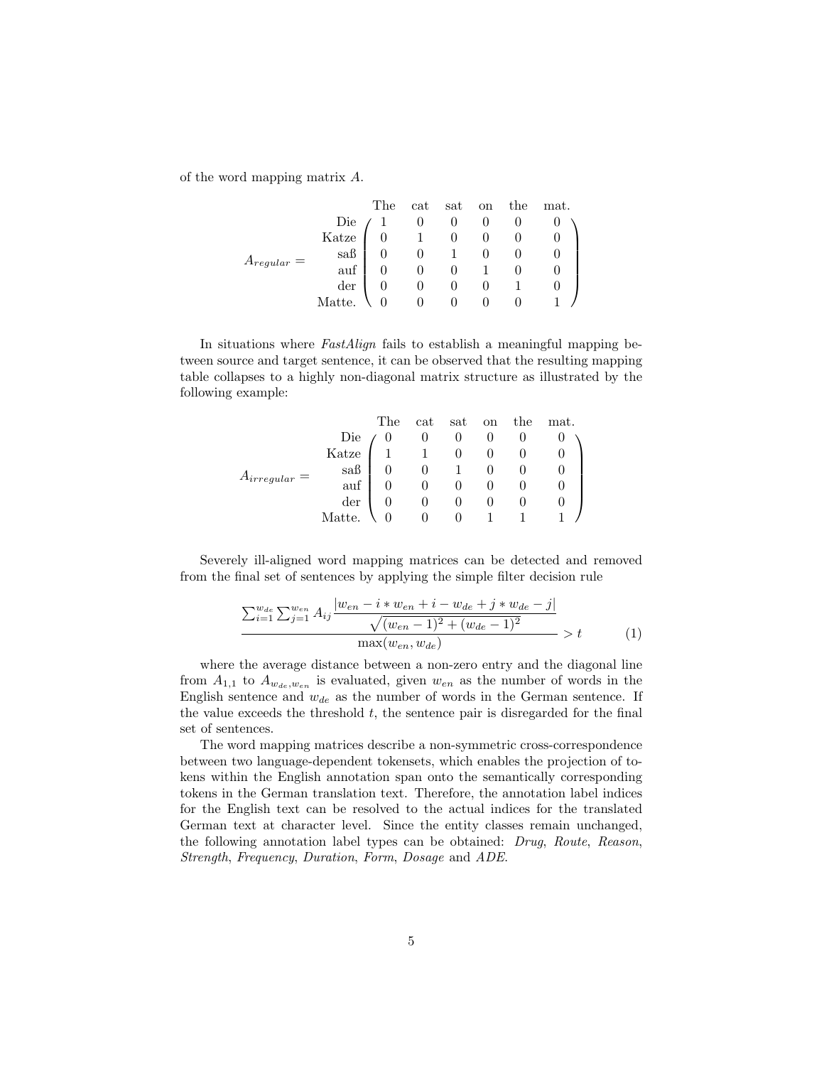of the word mapping matrix $A$.

$$
A_{regular} = \begin{array}{r} \\ \text{Die} \\ \text{Katze} \\ \text{saß} \\ \text{auf} \\ \text{der} \\ \text{Matte.} \end{array}
\begin{array}{c} \begin{array}{cccccc} \text{The} & \text{cat} & \text{sat} & \text{on} & \text{the} & \text{mat.} \end{array} \\
\begin{pmatrix} 1 & 0 & 0 & 0 & 0 & 0 \\ 0 & 1 & 0 & 0 & 0 & 0 \\ 0 & 0 & 1 & 0 & 0 & 0 \\ 0 & 0 & 0 & 1 & 0 & 0 \\ 0 & 0 & 0 & 0 & 1 & 0 \\ 0 & 0 & 0 & 0 & 0 & 1 \end{pmatrix} \end{array}
$$

In situations where *FastAlign* fails to establish a meaningful mapping between source and target sentence, it can be observed that the resulting mapping table collapses to a highly non-diagonal matrix structure as illustrated by the following example:

$$
A_{irregular} = \begin{array}{r} \\ \text{Die} \\ \text{Katze} \\ \text{saß} \\ \text{auf} \\ \text{der} \\ \text{Matte.} \end{array}
\begin{array}{c} \begin{array}{cccccc} \text{The} & \text{cat} & \text{sat} & \text{on} & \text{the} & \text{mat.} \end{array} \\
\begin{pmatrix} 0 & 0 & 0 & 0 & 0 & 0 \\ 1 & 1 & 0 & 0 & 0 & 0 \\ 0 & 0 & 1 & 0 & 0 & 0 \\ 0 & 0 & 0 & 0 & 0 & 0 \\ 0 & 0 & 0 & 0 & 0 & 0 \\ 0 & 0 & 0 & 1 & 1 & 1 \end{pmatrix} \end{array}
$$

Severely ill-aligned word mapping matrices can be detected and removed from the final set of sentences by applying the simple filter decision rule

$$
\frac{\sum_{i=1}^{w_{de}} \sum_{j=1}^{w_{en}} A_{ij} \frac{|w_{en} - i * w_{en} + i - w_{de} + j * w_{de} - j|}{\sqrt{(w_{en}-1)^2 + (w_{de}-1)^2}}}{\max(w_{en}, w_{de})} > t \tag{1}
$$

where the average distance between a non-zero entry and the diagonal line from $A_{1,1}$ to $A_{w_{de},w_{en}}$ is evaluated, given $w_{en}$ as the number of words in the English sentence and $w_{de}$ as the number of words in the German sentence. If the value exceeds the threshold $t$, the sentence pair is disregarded for the final set of sentences.

The word mapping matrices describe a non-symmetric cross-correspondence between two language-dependent tokensets, which enables the projection of tokens within the English annotation span onto the semantically corresponding tokens in the German translation text. Therefore, the annotation label indices for the English text can be resolved to the actual indices for the translated German text at character level. Since the entity classes remain unchanged, the following annotation label types can be obtained: *Drug*, *Route*, *Reason*, *Strength*, *Frequency*, *Duration*, *Form*, *Dosage* and *ADE*.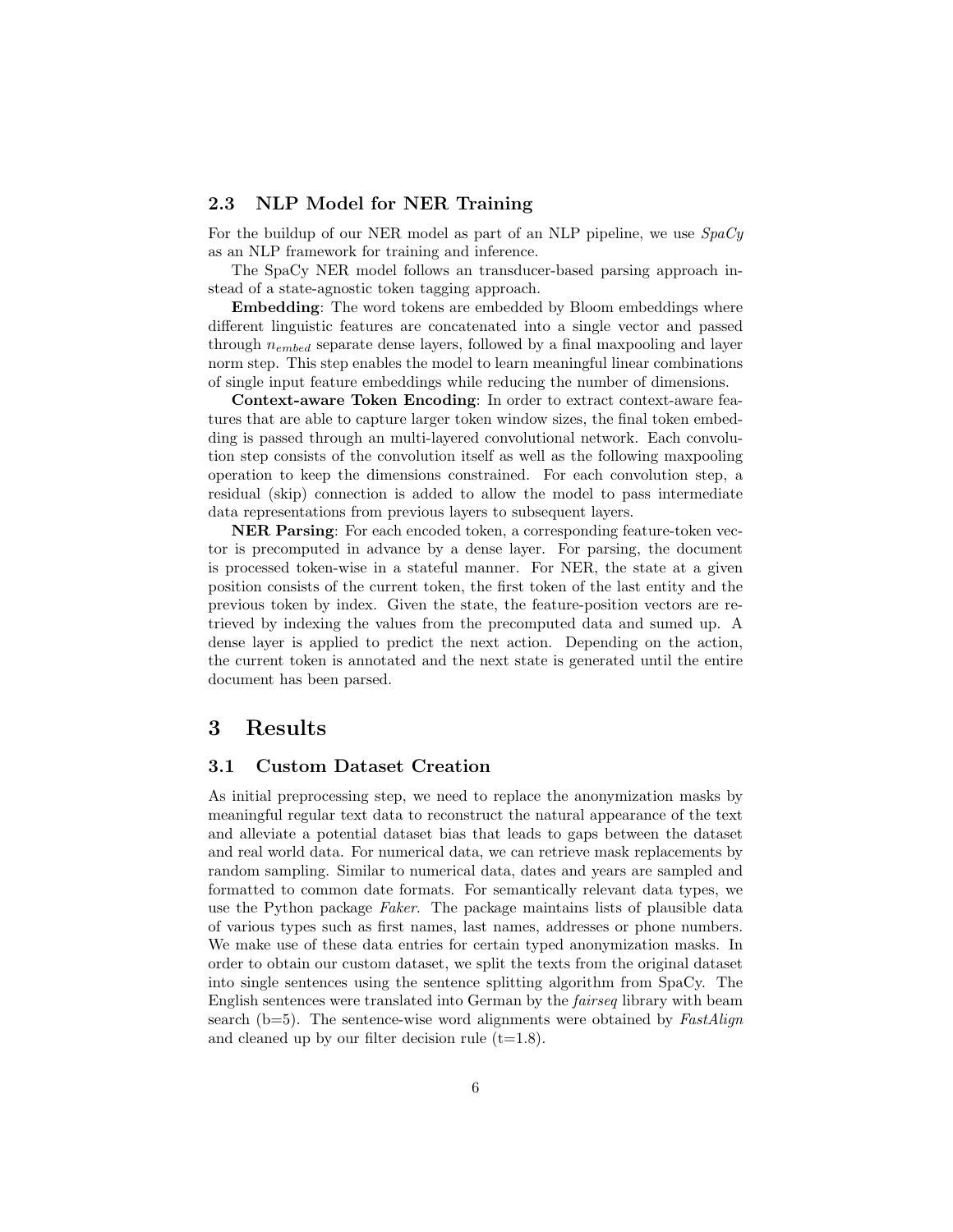### 2.3 NLP Model for NER Training

For the buildup of our NER model as part of an NLP pipeline, we use *SpaCy* as an NLP framework for training and inference.

The SpaCy NER model follows an transducer-based parsing approach instead of a state-agnostic token tagging approach.

**Embedding**: The word tokens are embedded by Bloom embeddings where different linguistic features are concatenated into a single vector and passed through $n_{embed}$ separate dense layers, followed by a final maxpooling and layer norm step. This step enables the model to learn meaningful linear combinations of single input feature embeddings while reducing the number of dimensions.

**Context-aware Token Encoding**: In order to extract context-aware features that are able to capture larger token window sizes, the final token embedding is passed through an multi-layered convolutional network. Each convolution step consists of the convolution itself as well as the following maxpooling operation to keep the dimensions constrained. For each convolution step, a residual (skip) connection is added to allow the model to pass intermediate data representations from previous layers to subsequent layers.

**NER Parsing**: For each encoded token, a corresponding feature-token vector is precomputed in advance by a dense layer. For parsing, the document is processed token-wise in a stateful manner. For NER, the state at a given position consists of the current token, the first token of the last entity and the previous token by index. Given the state, the feature-position vectors are retrieved by indexing the values from the precomputed data and sumed up. A dense layer is applied to predict the next action. Depending on the action, the current token is annotated and the next state is generated until the entire document has been parsed.

## 3 Results

### 3.1 Custom Dataset Creation

As initial preprocessing step, we need to replace the anonymization masks by meaningful regular text data to reconstruct the natural appearance of the text and alleviate a potential dataset bias that leads to gaps between the dataset and real world data. For numerical data, we can retrieve mask replacements by random sampling. Similar to numerical data, dates and years are sampled and formatted to common date formats. For semantically relevant data types, we use the Python package *Faker*. The package maintains lists of plausible data of various types such as first names, last names, addresses or phone numbers. We make use of these data entries for certain typed anonymization masks. In order to obtain our custom dataset, we split the texts from the original dataset into single sentences using the sentence splitting algorithm from SpaCy. The English sentences were translated into German by the *fairseq* library with beam search (b=5). The sentence-wise word alignments were obtained by *FastAlign* and cleaned up by our filter decision rule (t=1.8).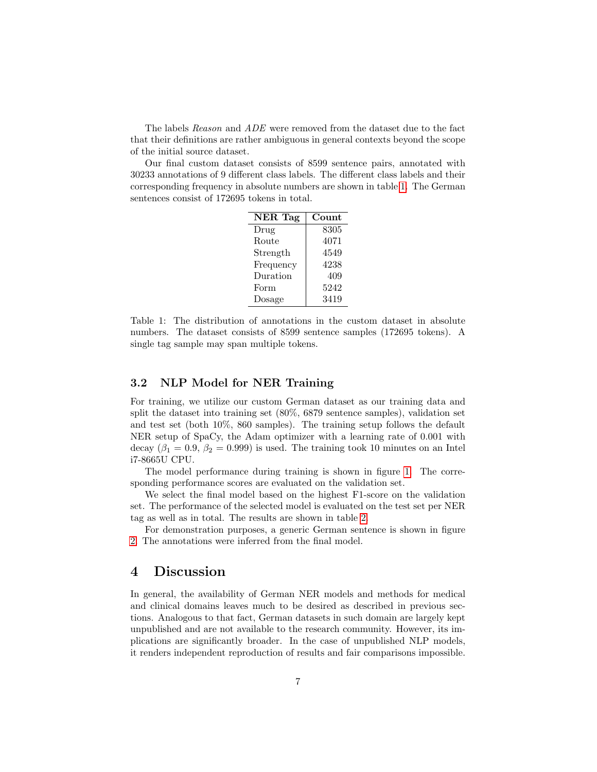The labels *Reason* and *ADE* were removed from the dataset due to the fact that their definitions are rather ambiguous in general contexts beyond the scope of the initial source dataset.

Our final custom dataset consists of 8599 sentence pairs, annotated with 30233 annotations of 9 different class labels. The different class labels and their corresponding frequency in absolute numbers are shown in table 1. The German sentences consist of 172695 tokens in total.

| NER Tag | Count |
|---|---|
| Drug | 8305 |
| Route | 4071 |
| Strength | 4549 |
| Frequency | 4238 |
| Duration | 409 |
| Form | 5242 |
| Dosage | 3419 |

Table 1: The distribution of annotations in the custom dataset in absolute numbers. The dataset consists of 8599 sentence samples (172695 tokens). A single tag sample may span multiple tokens.

### 3.2 NLP Model for NER Training

For training, we utilize our custom German dataset as our training data and split the dataset into training set (80%, 6879 sentence samples), validation set and test set (both 10%, 860 samples). The training setup follows the default NER setup of SpaCy, the Adam optimizer with a learning rate of 0.001 with decay ($\beta_1 = 0.9$, $\beta_2 = 0.999$) is used. The training took 10 minutes on an Intel i7-8665U CPU.

The model performance during training is shown in figure 1. The corresponding performance scores are evaluated on the validation set.

We select the final model based on the highest F1-score on the validation set. The performance of the selected model is evaluated on the test set per NER tag as well as in total. The results are shown in table 2.

For demonstration purposes, a generic German sentence is shown in figure 2. The annotations were inferred from the final model.

## 4 Discussion

In general, the availability of German NER models and methods for medical and clinical domains leaves much to be desired as described in previous sections. Analogous to that fact, German datasets in such domain are largely kept unpublished and are not available to the research community. However, its implications are significantly broader. In the case of unpublished NLP models, it renders independent reproduction of results and fair comparisons impossible.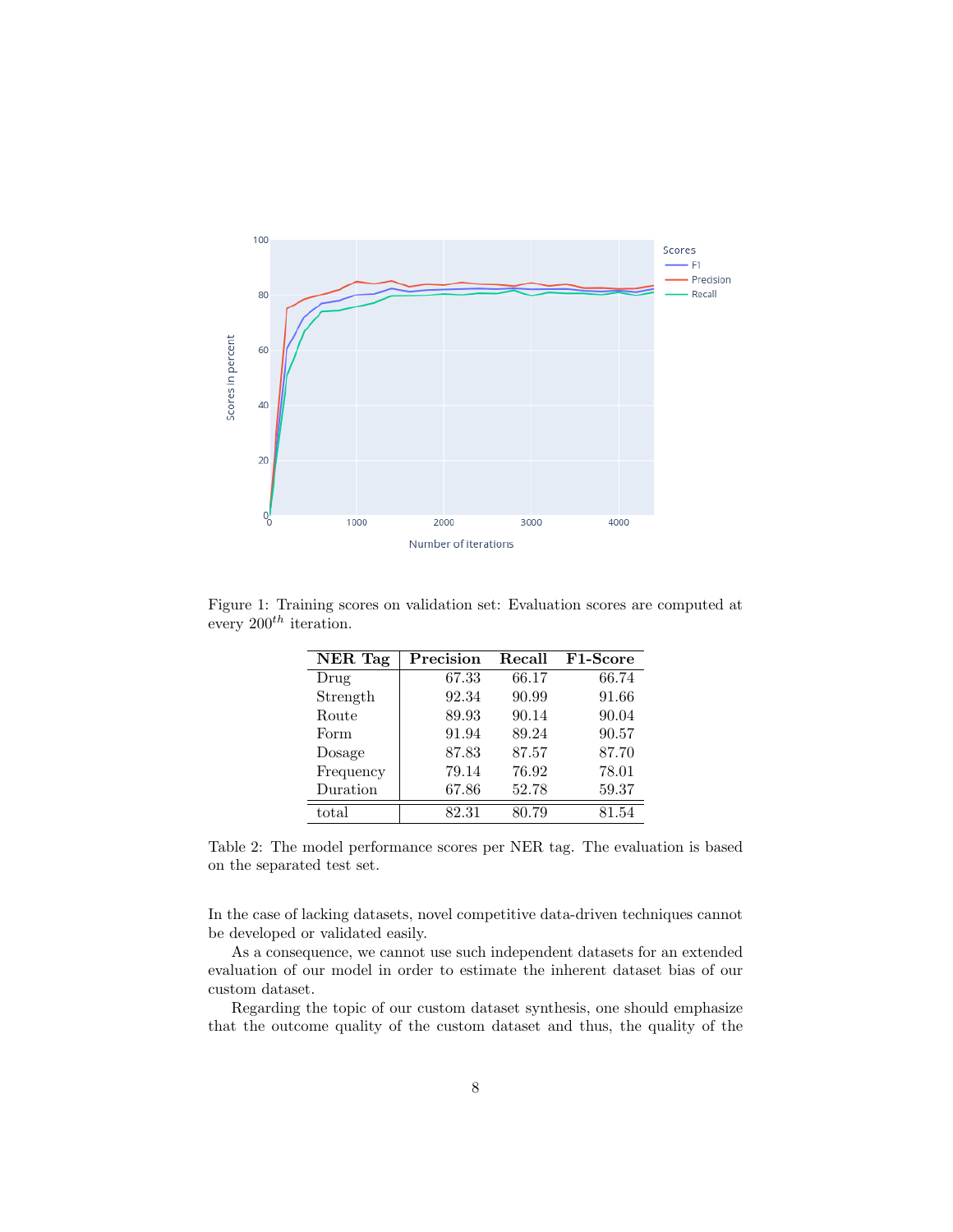Figure 1: Training scores on validation set: Evaluation scores are computed at every $200^{th}$ iteration.

| NER Tag | Precision | Recall | F1-Score |
|---|---|---|---|
| Drug | 67.33 | 66.17 | 66.74 |
| Strength | 92.34 | 90.99 | 91.66 |
| Route | 89.93 | 90.14 | 90.04 |
| Form | 91.94 | 89.24 | 90.57 |
| Dosage | 87.83 | 87.57 | 87.70 |
| Frequency | 79.14 | 76.92 | 78.01 |
| Duration | 67.86 | 52.78 | 59.37 |
| total | 82.31 | 80.79 | 81.54 |

Table 2: The model performance scores per NER tag. The evaluation is based on the separated test set.

In the case of lacking datasets, novel competitive data-driven techniques cannot be developed or validated easily.

As a consequence, we cannot use such independent datasets for an extended evaluation of our model in order to estimate the inherent dataset bias of our custom dataset.

Regarding the topic of our custom dataset synthesis, one should emphasize that the outcome quality of the custom dataset and thus, the quality of the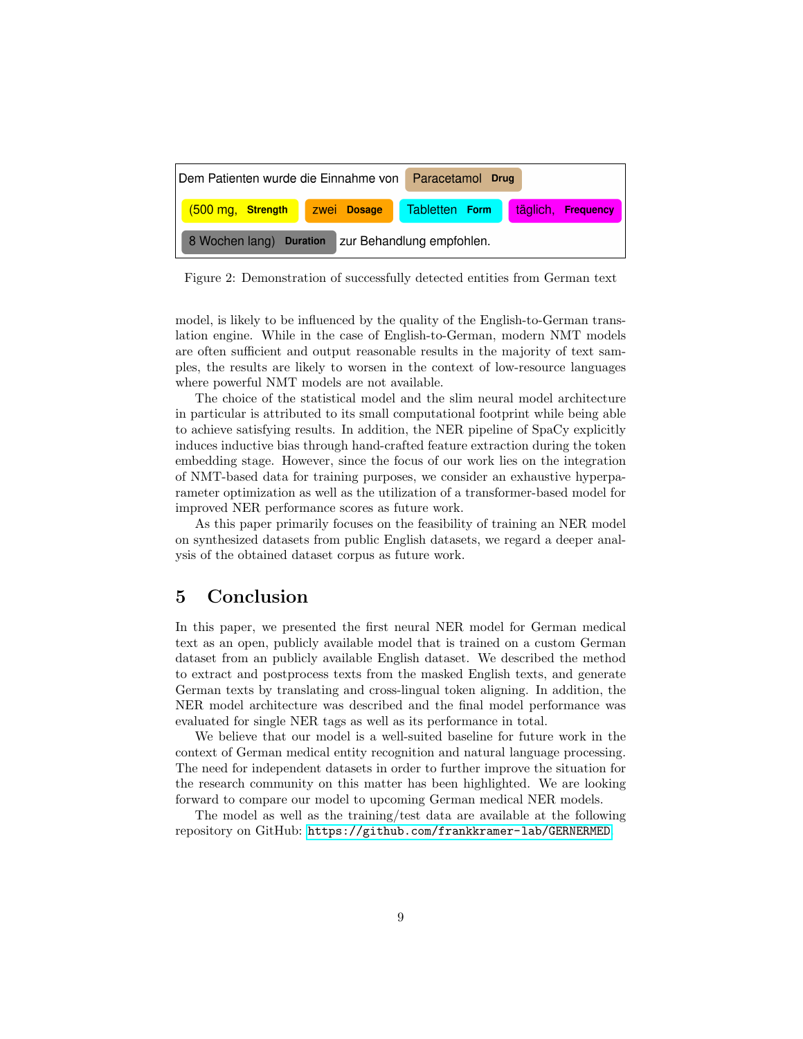Dem Patienten wurde die Einnahme von Paracetamol **Drug** (500 mg, **Strength** zwei **Dosage** Tabletten **Form** täglich, **Frequency** 8 Wochen lang) **Duration** zur Behandlung empfohlen.

Figure 2: Demonstration of successfully detected entities from German text

model, is likely to be influenced by the quality of the English-to-German translation engine. While in the case of English-to-German, modern NMT models are often sufficient and output reasonable results in the majority of text samples, the results are likely to worsen in the context of low-resource languages where powerful NMT models are not available.

The choice of the statistical model and the slim neural model architecture in particular is attributed to its small computational footprint while being able to achieve satisfying results. In addition, the NER pipeline of SpaCy explicitly induces inductive bias through hand-crafted feature extraction during the token embedding stage. However, since the focus of our work lies on the integration of NMT-based data for training purposes, we consider an exhaustive hyperparameter optimization as well as the utilization of a transformer-based model for improved NER performance scores as future work.

As this paper primarily focuses on the feasibility of training an NER model on synthesized datasets from public English datasets, we regard a deeper analysis of the obtained dataset corpus as future work.

## 5 Conclusion

In this paper, we presented the first neural NER model for German medical text as an open, publicly available model that is trained on a custom German dataset from an publicly available English dataset. We described the method to extract and postprocess texts from the masked English texts, and generate German texts by translating and cross-lingual token aligning. In addition, the NER model architecture was described and the final model performance was evaluated for single NER tags as well as its performance in total.

We believe that our model is a well-suited baseline for future work in the context of German medical entity recognition and natural language processing. The need for independent datasets in order to further improve the situation for the research community on this matter has been highlighted. We are looking forward to compare our model to upcoming German medical NER models.

The model as well as the training/test data are available at the following repository on GitHub: https://github.com/frankkramer-lab/GERNERMED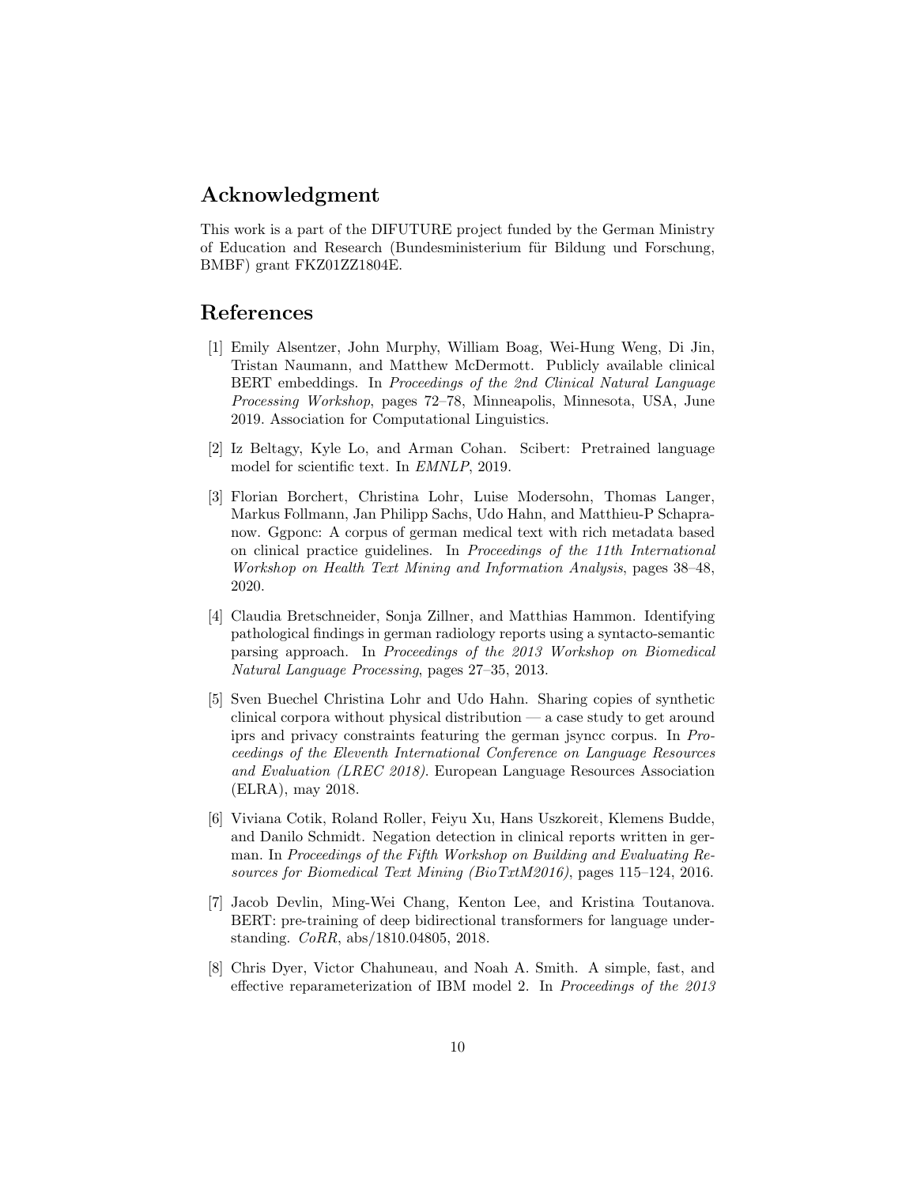## Acknowledgment

This work is a part of the DIFUTURE project funded by the German Ministry of Education and Research (Bundesministerium für Bildung und Forschung, BMBF) grant FKZ01ZZ1804E.

## References

[1] Emily Alsentzer, John Murphy, William Boag, Wei-Hung Weng, Di Jin, Tristan Naumann, and Matthew McDermott. Publicly available clinical BERT embeddings. In *Proceedings of the 2nd Clinical Natural Language Processing Workshop*, pages 72–78, Minneapolis, Minnesota, USA, June 2019. Association for Computational Linguistics.

[2] Iz Beltagy, Kyle Lo, and Arman Cohan. Scibert: Pretrained language model for scientific text. In *EMNLP*, 2019.

[3] Florian Borchert, Christina Lohr, Luise Modersohn, Thomas Langer, Markus Follmann, Jan Philipp Sachs, Udo Hahn, and Matthieu-P Schapranow. Ggponc: A corpus of german medical text with rich metadata based on clinical practice guidelines. In *Proceedings of the 11th International Workshop on Health Text Mining and Information Analysis*, pages 38–48, 2020.

[4] Claudia Bretschneider, Sonja Zillner, and Matthias Hammon. Identifying pathological findings in german radiology reports using a syntacto-semantic parsing approach. In *Proceedings of the 2013 Workshop on Biomedical Natural Language Processing*, pages 27–35, 2013.

[5] Sven Buechel Christina Lohr and Udo Hahn. Sharing copies of synthetic clinical corpora without physical distribution — a case study to get around iprs and privacy constraints featuring the german jsyncc corpus. In *Proceedings of the Eleventh International Conference on Language Resources and Evaluation (LREC 2018)*. European Language Resources Association (ELRA), may 2018.

[6] Viviana Cotik, Roland Roller, Feiyu Xu, Hans Uszkoreit, Klemens Budde, and Danilo Schmidt. Negation detection in clinical reports written in german. In *Proceedings of the Fifth Workshop on Building and Evaluating Resources for Biomedical Text Mining (BioTxtM2016)*, pages 115–124, 2016.

[7] Jacob Devlin, Ming-Wei Chang, Kenton Lee, and Kristina Toutanova. BERT: pre-training of deep bidirectional transformers for language understanding. *CoRR*, abs/1810.04805, 2018.

[8] Chris Dyer, Victor Chahuneau, and Noah A. Smith. A simple, fast, and effective reparameterization of IBM model 2. In *Proceedings of the 2013*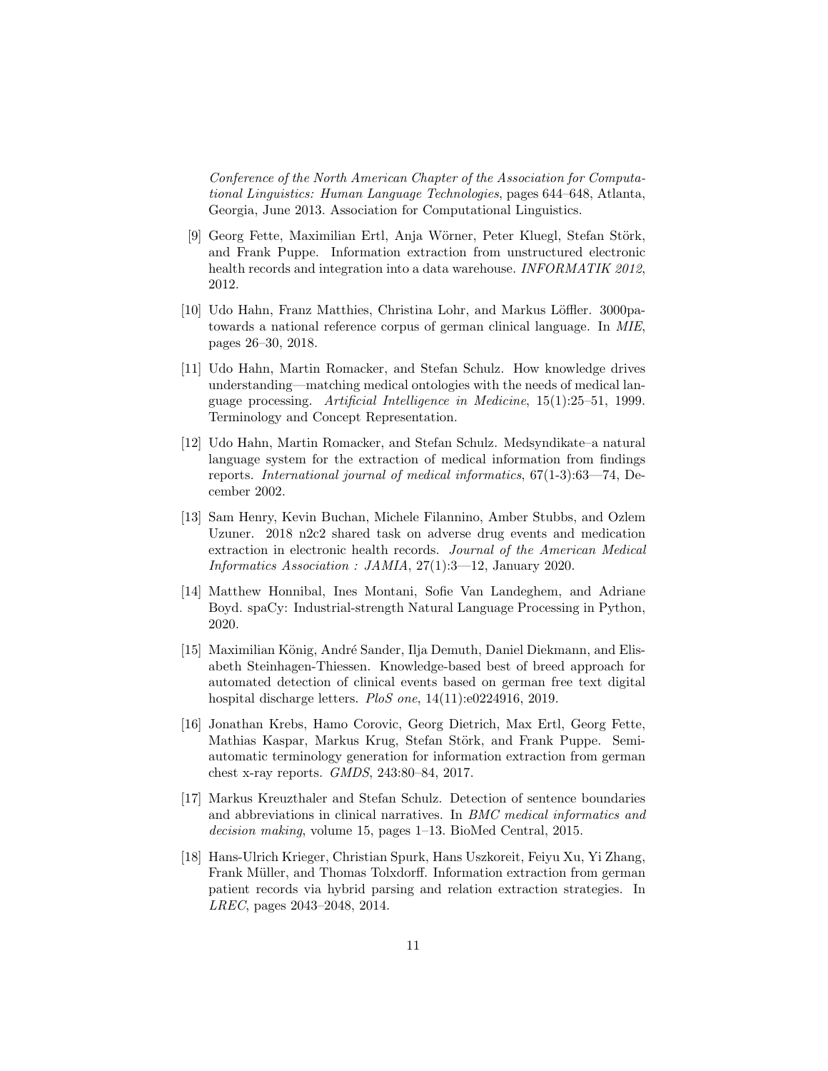*Conference of the North American Chapter of the Association for Computational Linguistics: Human Language Technologies*, pages 644–648, Atlanta, Georgia, June 2013. Association for Computational Linguistics.

[9] Georg Fette, Maximilian Ertl, Anja Wörner, Peter Kluegl, Stefan Störk, and Frank Puppe. Information extraction from unstructured electronic health records and integration into a data warehouse. *INFORMATIK 2012*, 2012.

[10] Udo Hahn, Franz Matthies, Christina Lohr, and Markus Löffler. 3000pa-towards a national reference corpus of german clinical language. In *MIE*, pages 26–30, 2018.

[11] Udo Hahn, Martin Romacker, and Stefan Schulz. How knowledge drives understanding—matching medical ontologies with the needs of medical language processing. *Artificial Intelligence in Medicine*, 15(1):25–51, 1999. Terminology and Concept Representation.

[12] Udo Hahn, Martin Romacker, and Stefan Schulz. Medsyndikate–a natural language system for the extraction of medical information from findings reports. *International journal of medical informatics*, 67(1-3):63—74, December 2002.

[13] Sam Henry, Kevin Buchan, Michele Filannino, Amber Stubbs, and Ozlem Uzuner. 2018 n2c2 shared task on adverse drug events and medication extraction in electronic health records. *Journal of the American Medical Informatics Association : JAMIA*, 27(1):3—12, January 2020.

[14] Matthew Honnibal, Ines Montani, Sofie Van Landeghem, and Adriane Boyd. spaCy: Industrial-strength Natural Language Processing in Python, 2020.

[15] Maximilian König, André Sander, Ilja Demuth, Daniel Diekmann, and Elisabeth Steinhagen-Thiessen. Knowledge-based best of breed approach for automated detection of clinical events based on german free text digital hospital discharge letters. *PloS one*, 14(11):e0224916, 2019.

[16] Jonathan Krebs, Hamo Corovic, Georg Dietrich, Max Ertl, Georg Fette, Mathias Kaspar, Markus Krug, Stefan Störk, and Frank Puppe. Semi-automatic terminology generation for information extraction from german chest x-ray reports. *GMDS*, 243:80–84, 2017.

[17] Markus Kreuzthaler and Stefan Schulz. Detection of sentence boundaries and abbreviations in clinical narratives. In *BMC medical informatics and decision making*, volume 15, pages 1–13. BioMed Central, 2015.

[18] Hans-Ulrich Krieger, Christian Spurk, Hans Uszkoreit, Feiyu Xu, Yi Zhang, Frank Müller, and Thomas Tolxdorff. Information extraction from german patient records via hybrid parsing and relation extraction strategies. In *LREC*, pages 2043–2048, 2014.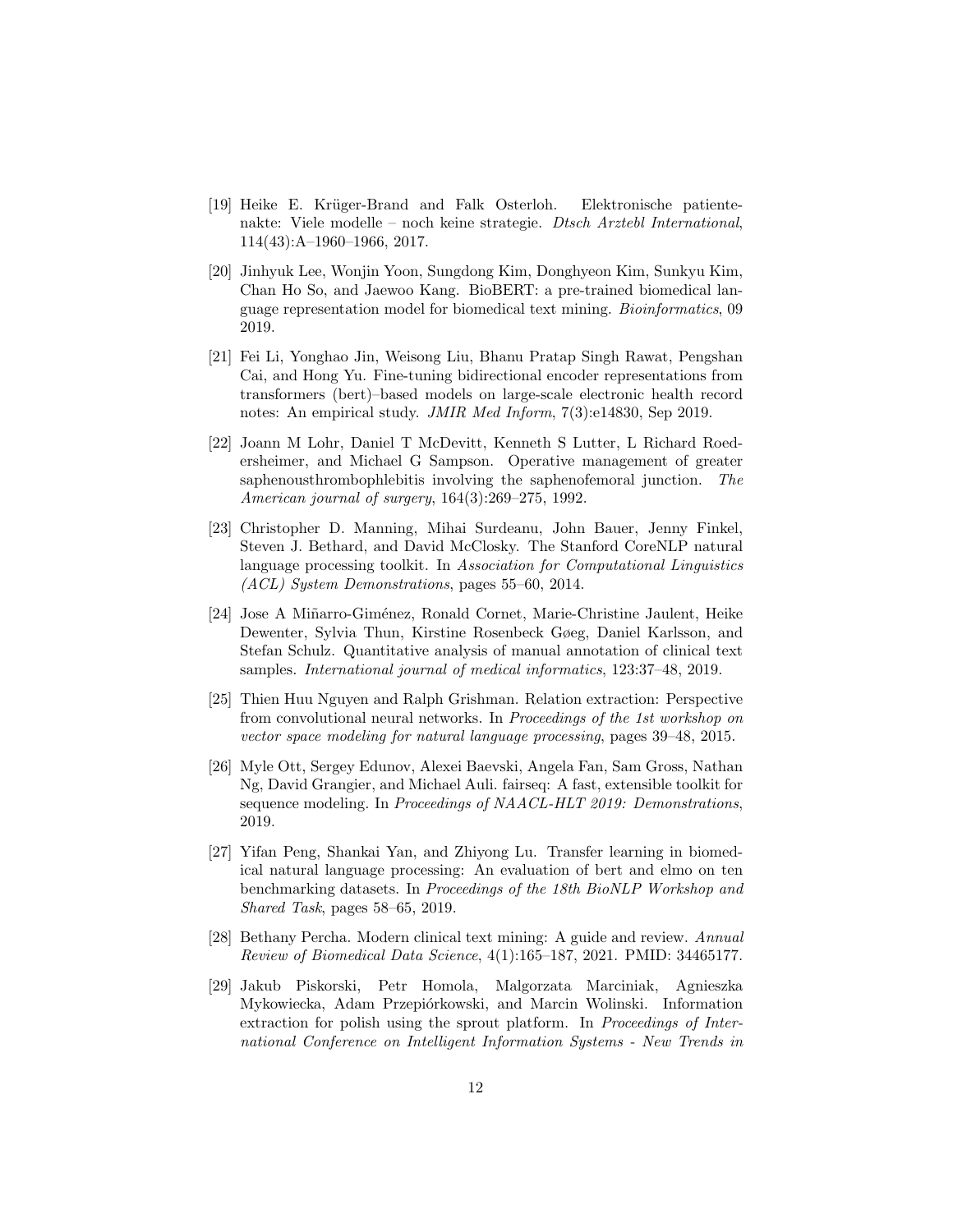[19] Heike E. Krüger-Brand and Falk Osterloh. Elektronische patientenakte: Viele modelle – noch keine strategie. *Dtsch Arztebl International*, 114(43):A–1960–1966, 2017.

[20] Jinhyuk Lee, Wonjin Yoon, Sungdong Kim, Donghyeon Kim, Sunkyu Kim, Chan Ho So, and Jaewoo Kang. BioBERT: a pre-trained biomedical language representation model for biomedical text mining. *Bioinformatics*, 09 2019.

[21] Fei Li, Yonghao Jin, Weisong Liu, Bhanu Pratap Singh Rawat, Pengshan Cai, and Hong Yu. Fine-tuning bidirectional encoder representations from transformers (bert)–based models on large-scale electronic health record notes: An empirical study. *JMIR Med Inform*, 7(3):e14830, Sep 2019.

[22] Joann M Lohr, Daniel T McDevitt, Kenneth S Lutter, L Richard Roedersheimer, and Michael G Sampson. Operative management of greater saphenousthrombophlebitis involving the saphenofemoral junction. *The American journal of surgery*, 164(3):269–275, 1992.

[23] Christopher D. Manning, Mihai Surdeanu, John Bauer, Jenny Finkel, Steven J. Bethard, and David McClosky. The Stanford CoreNLP natural language processing toolkit. In *Association for Computational Linguistics (ACL) System Demonstrations*, pages 55–60, 2014.

[24] Jose A Miñarro-Giménez, Ronald Cornet, Marie-Christine Jaulent, Heike Dewenter, Sylvia Thun, Kirstine Rosenbeck Gøeg, Daniel Karlsson, and Stefan Schulz. Quantitative analysis of manual annotation of clinical text samples. *International journal of medical informatics*, 123:37–48, 2019.

[25] Thien Huu Nguyen and Ralph Grishman. Relation extraction: Perspective from convolutional neural networks. In *Proceedings of the 1st workshop on vector space modeling for natural language processing*, pages 39–48, 2015.

[26] Myle Ott, Sergey Edunov, Alexei Baevski, Angela Fan, Sam Gross, Nathan Ng, David Grangier, and Michael Auli. fairseq: A fast, extensible toolkit for sequence modeling. In *Proceedings of NAACL-HLT 2019: Demonstrations*, 2019.

[27] Yifan Peng, Shankai Yan, and Zhiyong Lu. Transfer learning in biomedical natural language processing: An evaluation of bert and elmo on ten benchmarking datasets. In *Proceedings of the 18th BioNLP Workshop and Shared Task*, pages 58–65, 2019.

[28] Bethany Percha. Modern clinical text mining: A guide and review. *Annual Review of Biomedical Data Science*, 4(1):165–187, 2021. PMID: 34465177.

[29] Jakub Piskorski, Petr Homola, Malgorzata Marciniak, Agnieszka Mykowiecka, Adam Przepiórkowski, and Marcin Wolinski. Information extraction for polish using the sprout platform. In *Proceedings of International Conference on Intelligent Information Systems - New Trends in*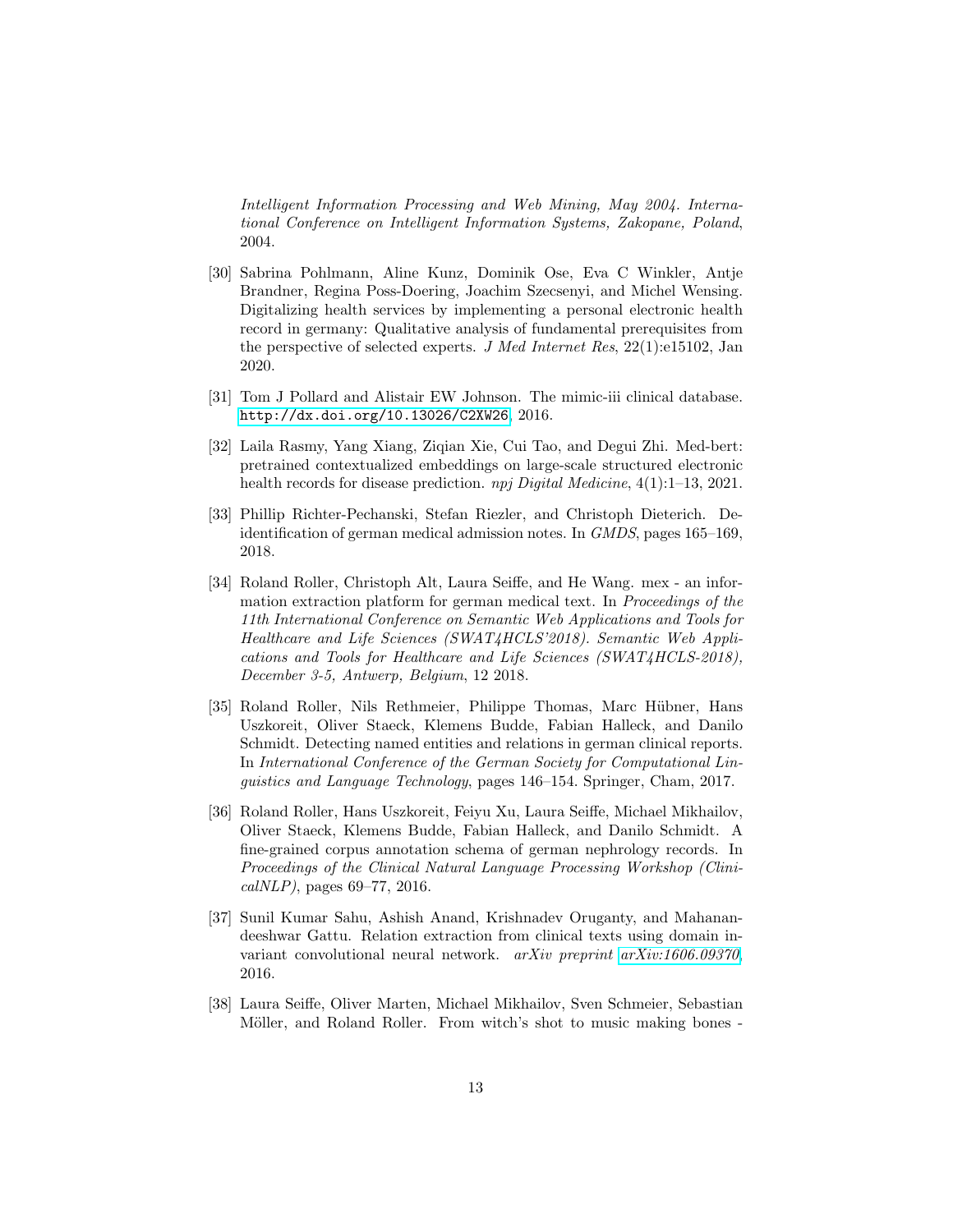*Intelligent Information Processing and Web Mining, May 2004. International Conference on Intelligent Information Systems, Zakopane, Poland*, 2004.

[30] Sabrina Pohlmann, Aline Kunz, Dominik Ose, Eva C Winkler, Antje Brandner, Regina Poss-Doering, Joachim Szecsenyi, and Michel Wensing. Digitalizing health services by implementing a personal electronic health record in germany: Qualitative analysis of fundamental prerequisites from the perspective of selected experts. *J Med Internet Res*, 22(1):e15102, Jan 2020.

[31] Tom J Pollard and Alistair EW Johnson. The mimic-iii clinical database. http://dx.doi.org/10.13026/C2XW26, 2016.

[32] Laila Rasmy, Yang Xiang, Ziqian Xie, Cui Tao, and Degui Zhi. Med-bert: pretrained contextualized embeddings on large-scale structured electronic health records for disease prediction. *npj Digital Medicine*, 4(1):1–13, 2021.

[33] Phillip Richter-Pechanski, Stefan Riezler, and Christoph Dieterich. De-identification of german medical admission notes. In *GMDS*, pages 165–169, 2018.

[34] Roland Roller, Christoph Alt, Laura Seiffe, and He Wang. mex - an information extraction platform for german medical text. In *Proceedings of the 11th International Conference on Semantic Web Applications and Tools for Healthcare and Life Sciences (SWAT4HCLS'2018). Semantic Web Applications and Tools for Healthcare and Life Sciences (SWAT4HCLS-2018), December 3-5, Antwerp, Belgium*, 12 2018.

[35] Roland Roller, Nils Rethmeier, Philippe Thomas, Marc Hübner, Hans Uszkoreit, Oliver Staeck, Klemens Budde, Fabian Halleck, and Danilo Schmidt. Detecting named entities and relations in german clinical reports. In *International Conference of the German Society for Computational Linguistics and Language Technology*, pages 146–154. Springer, Cham, 2017.

[36] Roland Roller, Hans Uszkoreit, Feiyu Xu, Laura Seiffe, Michael Mikhailov, Oliver Staeck, Klemens Budde, Fabian Halleck, and Danilo Schmidt. A fine-grained corpus annotation schema of german nephrology records. In *Proceedings of the Clinical Natural Language Processing Workshop (ClinicalNLP)*, pages 69–77, 2016.

[37] Sunil Kumar Sahu, Ashish Anand, Krishnadev Oruganty, and Mahanandeeshwar Gattu. Relation extraction from clinical texts using domain invariant convolutional neural network. *arXiv preprint arXiv:1606.09370*, 2016.

[38] Laura Seiffe, Oliver Marten, Michael Mikhailov, Sven Schmeier, Sebastian Möller, and Roland Roller. From witch's shot to music making bones -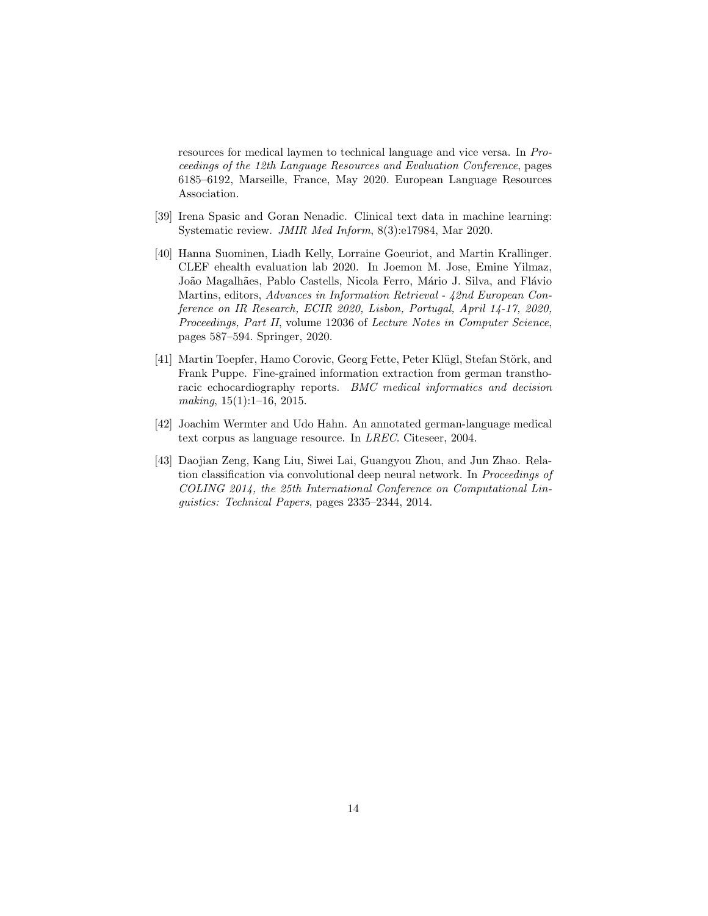resources for medical laymen to technical language and vice versa. In *Proceedings of the 12th Language Resources and Evaluation Conference*, pages 6185–6192, Marseille, France, May 2020. European Language Resources Association.

[39] Irena Spasic and Goran Nenadic. Clinical text data in machine learning: Systematic review. *JMIR Med Inform*, 8(3):e17984, Mar 2020.

[40] Hanna Suominen, Liadh Kelly, Lorraine Goeuriot, and Martin Krallinger. CLEF ehealth evaluation lab 2020. In Joemon M. Jose, Emine Yilmaz, João Magalhães, Pablo Castells, Nicola Ferro, Mário J. Silva, and Flávio Martins, editors, *Advances in Information Retrieval - 42nd European Conference on IR Research, ECIR 2020, Lisbon, Portugal, April 14-17, 2020, Proceedings, Part II*, volume 12036 of *Lecture Notes in Computer Science*, pages 587–594. Springer, 2020.

[41] Martin Toepfer, Hamo Corovic, Georg Fette, Peter Klügl, Stefan Störk, and Frank Puppe. Fine-grained information extraction from german transthoracic echocardiography reports. *BMC medical informatics and decision making*, 15(1):1–16, 2015.

[42] Joachim Wermter and Udo Hahn. An annotated german-language medical text corpus as language resource. In *LREC*. Citeseer, 2004.

[43] Daojian Zeng, Kang Liu, Siwei Lai, Guangyou Zhou, and Jun Zhao. Relation classification via convolutional deep neural network. In *Proceedings of COLING 2014, the 25th International Conference on Computational Linguistics: Technical Papers*, pages 2335–2344, 2014.